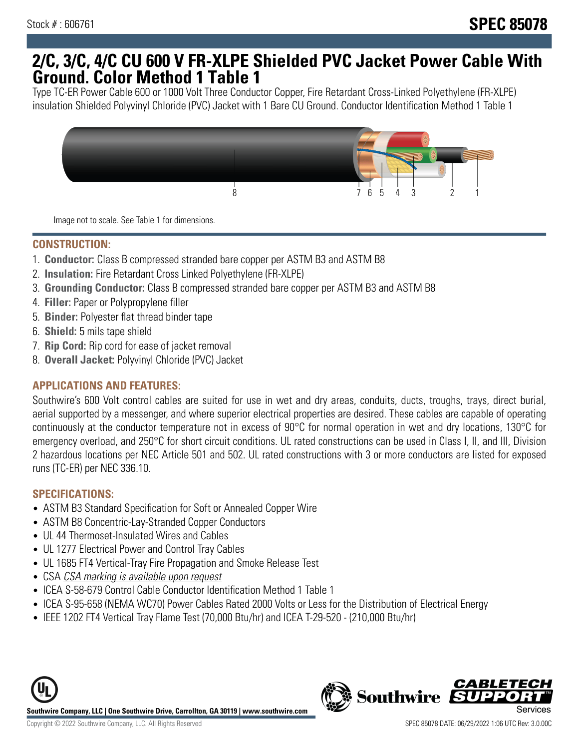Stock # : 606761

# SPEC 85078

# 2/C, 3/C, 4/C CU 600 V FR-XLPE Shielded PVC Jacket Power Cable With Ground. Color Method 1 Table 1

Type TC-ER Power Cable 600 or 1000 Volt Three Conductor Copper, Fire Retardant Cross-Linked Polyethylene (FR-XLPE) insulation Shielded Polyvinyl Chloride (PVC) Jacket with 1 Bare CU Ground. Conductor Identification Method 1 Table 1

Image not to scale. See Table 1 for dimensions.

## CONSTRUCTION:

1. **Conductor:** Class B compressed stranded bare copper per ASTM B3 and ASTM B8
2. **Insulation:** Fire Retardant Cross Linked Polyethylene (FR-XLPE)
3. **Grounding Conductor:** Class B compressed stranded bare copper per ASTM B3 and ASTM B8
4. **Filler:** Paper or Polypropylene filler
5. **Binder:** Polyester flat thread binder tape
6. **Shield:** 5 mils tape shield
7. **Rip Cord:** Rip cord for ease of jacket removal
8. **Overall Jacket:** Polyvinyl Chloride (PVC) Jacket

## APPLICATIONS AND FEATURES:

Southwire's 600 Volt control cables are suited for use in wet and dry areas, conduits, ducts, troughs, trays, direct burial, aerial supported by a messenger, and where superior electrical properties are desired. These cables are capable of operating continuously at the conductor temperature not in excess of 90°C for normal operation in wet and dry locations, 130°C for emergency overload, and 250°C for short circuit conditions. UL rated constructions can be used in Class I, II, and III, Division 2 hazardous locations per NEC Article 501 and 502. UL rated constructions with 3 or more conductors are listed for exposed runs (TC-ER) per NEC 336.10.

## SPECIFICATIONS:

- ASTM B3 Standard Specification for Soft or Annealed Copper Wire
- ASTM B8 Concentric-Lay-Stranded Copper Conductors
- UL 44 Thermoset-Insulated Wires and Cables
- UL 1277 Electrical Power and Control Tray Cables
- UL 1685 FT4 Vertical-Tray Fire Propagation and Smoke Release Test
- CSA *CSA marking is available upon request*
- ICEA S-58-679 Control Cable Conductor Identification Method 1 Table 1
- ICEA S-95-658 (NEMA WC70) Power Cables Rated 2000 Volts or Less for the Distribution of Electrical Energy
- IEEE 1202 FT4 Vertical Tray Flame Test (70,000 Btu/hr) and ICEA T-29-520 - (210,000 Btu/hr)

**Southwire Company, LLC | One Southwire Drive, Carrollton, GA 30119 | www.southwire.com**

Copyright © 2022 Southwire Company, LLC. All Rights Reserved

SPEC 85078 DATE: 06/29/2022 1:06 UTC Rev: 3.0.00C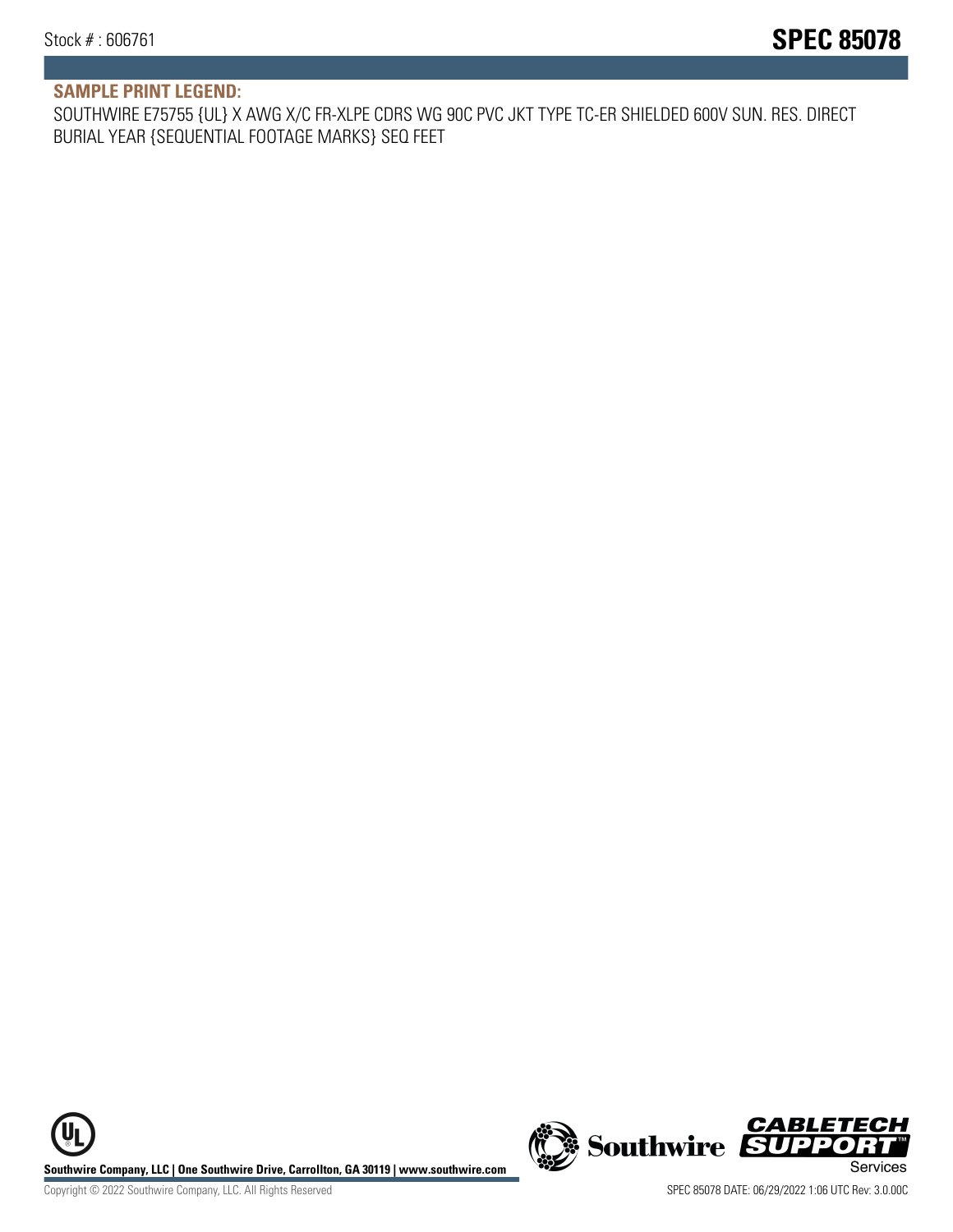## SAMPLE PRINT LEGEND:

SOUTHWIRE E75755 {UL} X AWG X/C FR-XLPE CDRS WG 90C PVC JKT TYPE TC-ER SHIELDED 600V SUN. RES. DIRECT BURIAL YEAR {SEQUENTIAL FOOTAGE MARKS} SEQ FEET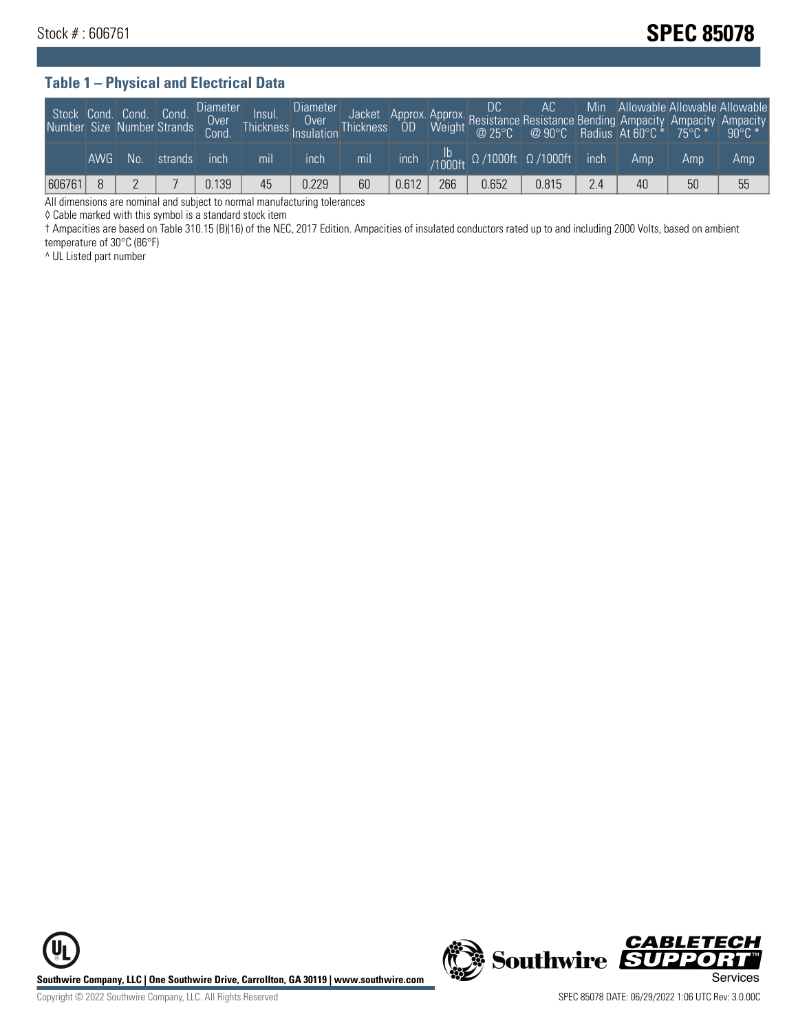### Table 1 – Physical and Electrical Data

| Stock Number | Cond. Size | Cond. Number | Cond. Strands | Diameter Over Cond. | Insul. Thickness | Diameter Over Insulation | Jacket Thickness | Approx. OD | Approx. Weight | DC Resistance @ 25°C | AC Resistance @ 90°C | Min Bending Radius | Allowable Ampacity At 60°C * | Allowable Ampacity 75°C * | Allowable Ampacity 90°C * |
|---|---|---|---|---|---|---|---|---|---|---|---|---|---|---|---|
| | AWG | No. | strands | inch | mil | inch | mil | inch | lb /1000ft | Ω /1000ft | Ω /1000ft | inch | Amp | Amp | Amp |
| 606761 | 8 | 2 | 7 | 0.139 | 45 | 0.229 | 60 | 0.612 | 266 | 0.652 | 0.815 | 2.4 | 40 | 50 | 55 |

All dimensions are nominal and subject to normal manufacturing tolerances

◊ Cable marked with this symbol is a standard stock item

† Ampacities are based on Table 310.15 (B)(16) of the NEC, 2017 Edition. Ampacities of insulated conductors rated up to and including 2000 Volts, based on ambient temperature of 30°C (86°F)

^ UL Listed part number

**Southwire Company, LLC | One Southwire Drive, Carrollton, GA 30119 | www.southwire.com**

Copyright © 2022 Southwire Company, LLC. All Rights Reserved

SPEC 85078 DATE: 06/29/2022 1:06 UTC Rev: 3.0.00C